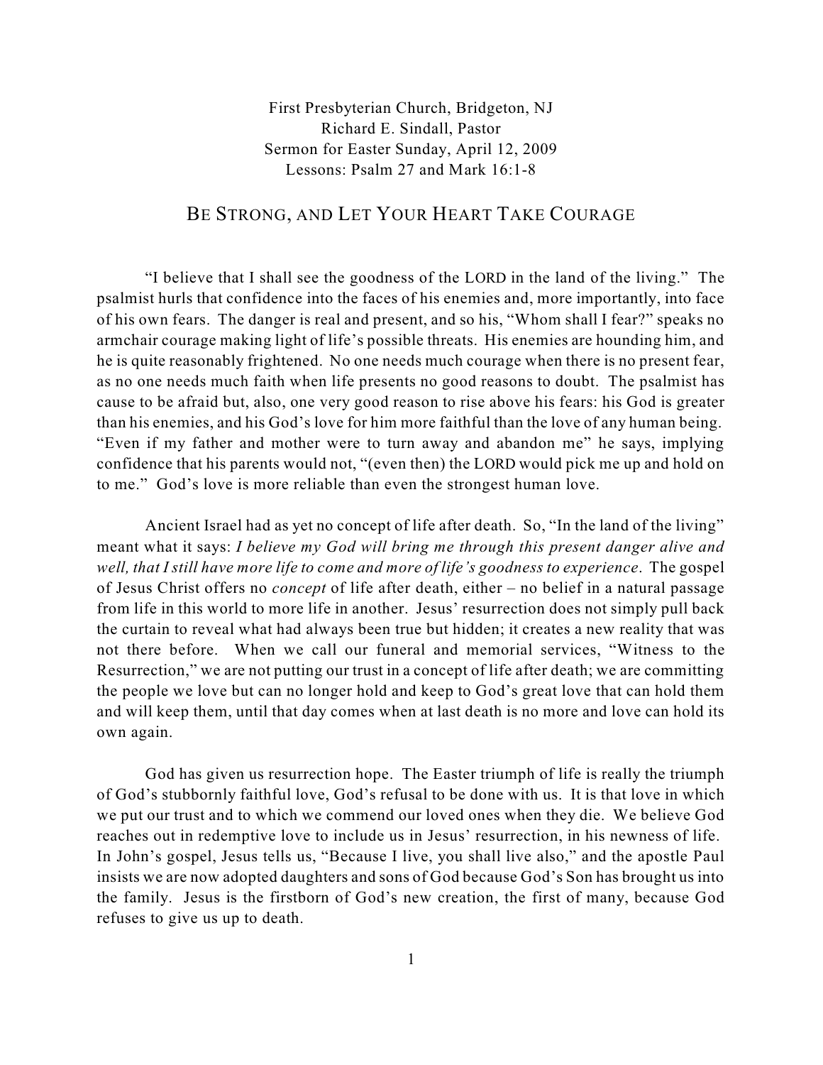First Presbyterian Church, Bridgeton, NJ
Richard E. Sindall, Pastor
Sermon for Easter Sunday, April 12, 2009
Lessons: Psalm 27 and Mark 16:1-8

# BE STRONG, AND LET YOUR HEART TAKE COURAGE

"I believe that I shall see the goodness of the LORD in the land of the living." The psalmist hurls that confidence into the faces of his enemies and, more importantly, into face of his own fears. The danger is real and present, and so his, "Whom shall I fear?" speaks no armchair courage making light of life's possible threats. His enemies are hounding him, and he is quite reasonably frightened. No one needs much courage when there is no present fear, as no one needs much faith when life presents no good reasons to doubt. The psalmist has cause to be afraid but, also, one very good reason to rise above his fears: his God is greater than his enemies, and his God's love for him more faithful than the love of any human being. "Even if my father and mother were to turn away and abandon me" he says, implying confidence that his parents would not, "(even then) the LORD would pick me up and hold on to me." God's love is more reliable than even the strongest human love.

Ancient Israel had as yet no concept of life after death. So, "In the land of the living" meant what it says: *I believe my God will bring me through this present danger alive and well, that I still have more life to come and more of life's goodness to experience*. The gospel of Jesus Christ offers no *concept* of life after death, either – no belief in a natural passage from life in this world to more life in another. Jesus' resurrection does not simply pull back the curtain to reveal what had always been true but hidden; it creates a new reality that was not there before. When we call our funeral and memorial services, "Witness to the Resurrection," we are not putting our trust in a concept of life after death; we are committing the people we love but can no longer hold and keep to God's great love that can hold them and will keep them, until that day comes when at last death is no more and love can hold its own again.

God has given us resurrection hope. The Easter triumph of life is really the triumph of God's stubbornly faithful love, God's refusal to be done with us. It is that love in which we put our trust and to which we commend our loved ones when they die. We believe God reaches out in redemptive love to include us in Jesus' resurrection, in his newness of life. In John's gospel, Jesus tells us, "Because I live, you shall live also," and the apostle Paul insists we are now adopted daughters and sons of God because God's Son has brought us into the family. Jesus is the firstborn of God's new creation, the first of many, because God refuses to give us up to death.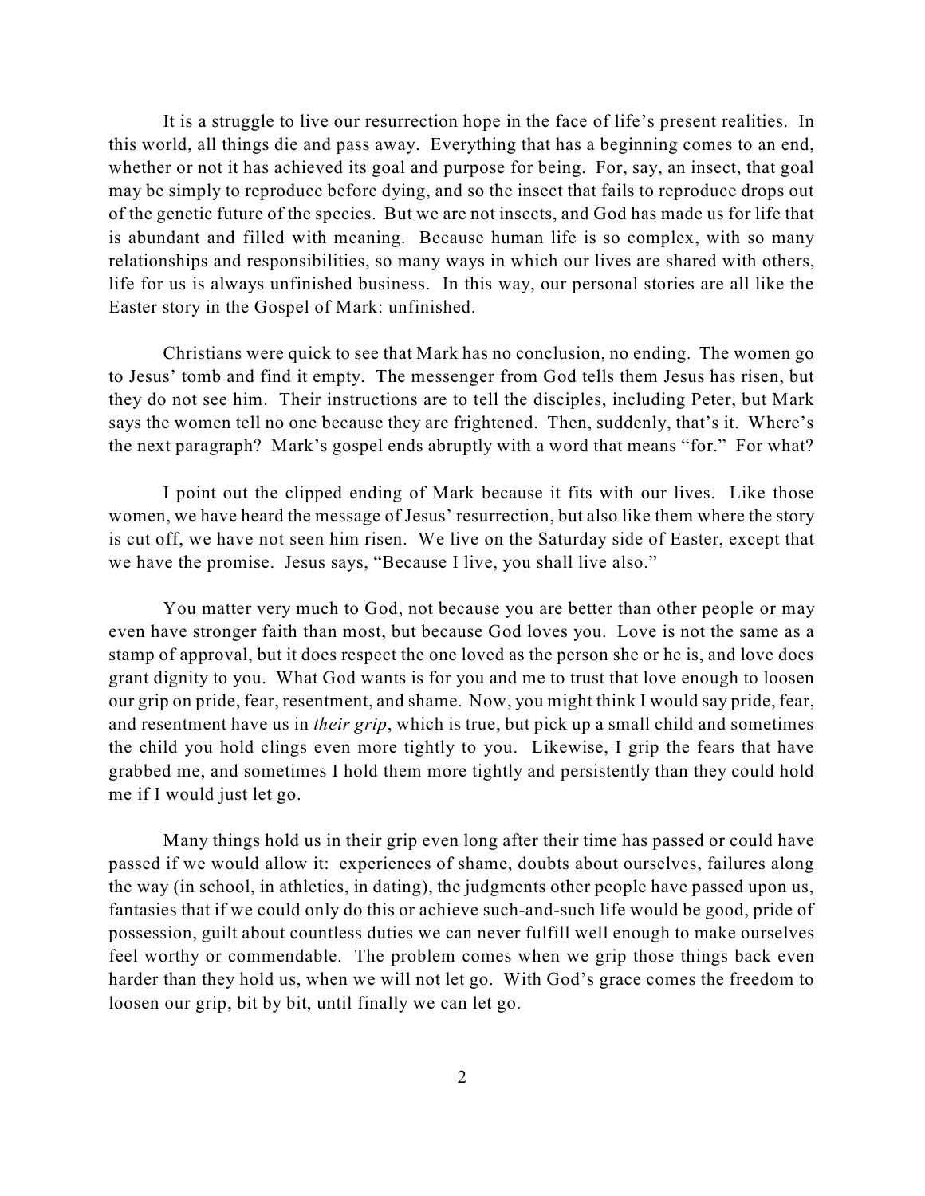It is a struggle to live our resurrection hope in the face of life's present realities. In this world, all things die and pass away. Everything that has a beginning comes to an end, whether or not it has achieved its goal and purpose for being. For, say, an insect, that goal may be simply to reproduce before dying, and so the insect that fails to reproduce drops out of the genetic future of the species. But we are not insects, and God has made us for life that is abundant and filled with meaning. Because human life is so complex, with so many relationships and responsibilities, so many ways in which our lives are shared with others, life for us is always unfinished business. In this way, our personal stories are all like the Easter story in the Gospel of Mark: unfinished.

Christians were quick to see that Mark has no conclusion, no ending. The women go to Jesus' tomb and find it empty. The messenger from God tells them Jesus has risen, but they do not see him. Their instructions are to tell the disciples, including Peter, but Mark says the women tell no one because they are frightened. Then, suddenly, that's it. Where's the next paragraph? Mark's gospel ends abruptly with a word that means "for." For what?

I point out the clipped ending of Mark because it fits with our lives. Like those women, we have heard the message of Jesus' resurrection, but also like them where the story is cut off, we have not seen him risen. We live on the Saturday side of Easter, except that we have the promise. Jesus says, "Because I live, you shall live also."

You matter very much to God, not because you are better than other people or may even have stronger faith than most, but because God loves you. Love is not the same as a stamp of approval, but it does respect the one loved as the person she or he is, and love does grant dignity to you. What God wants is for you and me to trust that love enough to loosen our grip on pride, fear, resentment, and shame. Now, you might think I would say pride, fear, and resentment have us in *their grip*, which is true, but pick up a small child and sometimes the child you hold clings even more tightly to you. Likewise, I grip the fears that have grabbed me, and sometimes I hold them more tightly and persistently than they could hold me if I would just let go.

Many things hold us in their grip even long after their time has passed or could have passed if we would allow it: experiences of shame, doubts about ourselves, failures along the way (in school, in athletics, in dating), the judgments other people have passed upon us, fantasies that if we could only do this or achieve such-and-such life would be good, pride of possession, guilt about countless duties we can never fulfill well enough to make ourselves feel worthy or commendable. The problem comes when we grip those things back even harder than they hold us, when we will not let go. With God's grace comes the freedom to loosen our grip, bit by bit, until finally we can let go.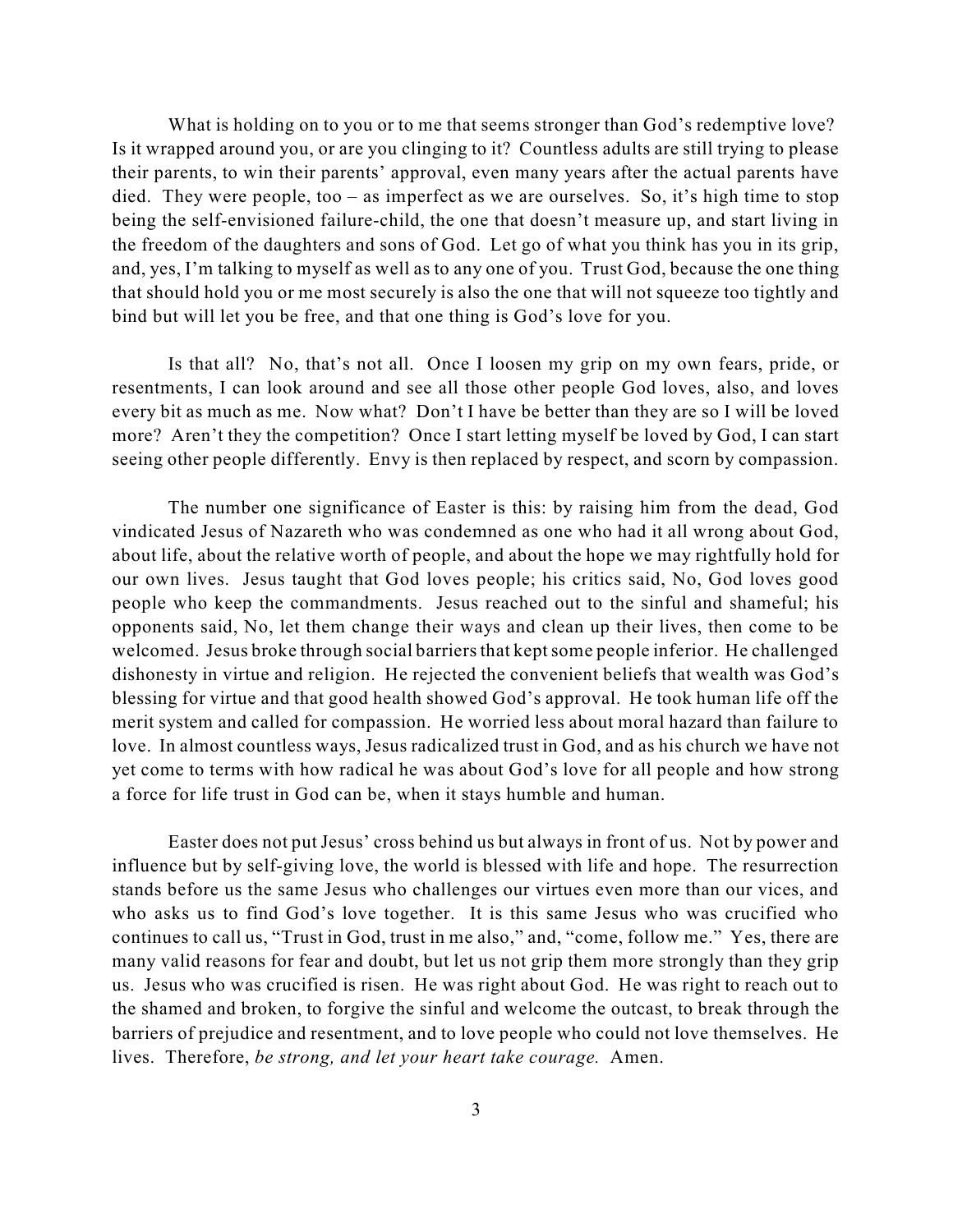What is holding on to you or to me that seems stronger than God's redemptive love? Is it wrapped around you, or are you clinging to it? Countless adults are still trying to please their parents, to win their parents' approval, even many years after the actual parents have died. They were people, too – as imperfect as we are ourselves. So, it's high time to stop being the self-envisioned failure-child, the one that doesn't measure up, and start living in the freedom of the daughters and sons of God. Let go of what you think has you in its grip, and, yes, I'm talking to myself as well as to any one of you. Trust God, because the one thing that should hold you or me most securely is also the one that will not squeeze too tightly and bind but will let you be free, and that one thing is God's love for you.

Is that all? No, that's not all. Once I loosen my grip on my own fears, pride, or resentments, I can look around and see all those other people God loves, also, and loves every bit as much as me. Now what? Don't I have be better than they are so I will be loved more? Aren't they the competition? Once I start letting myself be loved by God, I can start seeing other people differently. Envy is then replaced by respect, and scorn by compassion.

The number one significance of Easter is this: by raising him from the dead, God vindicated Jesus of Nazareth who was condemned as one who had it all wrong about God, about life, about the relative worth of people, and about the hope we may rightfully hold for our own lives. Jesus taught that God loves people; his critics said, No, God loves good people who keep the commandments. Jesus reached out to the sinful and shameful; his opponents said, No, let them change their ways and clean up their lives, then come to be welcomed. Jesus broke through social barriers that kept some people inferior. He challenged dishonesty in virtue and religion. He rejected the convenient beliefs that wealth was God's blessing for virtue and that good health showed God's approval. He took human life off the merit system and called for compassion. He worried less about moral hazard than failure to love. In almost countless ways, Jesus radicalized trust in God, and as his church we have not yet come to terms with how radical he was about God's love for all people and how strong a force for life trust in God can be, when it stays humble and human.

Easter does not put Jesus' cross behind us but always in front of us. Not by power and influence but by self-giving love, the world is blessed with life and hope. The resurrection stands before us the same Jesus who challenges our virtues even more than our vices, and who asks us to find God's love together. It is this same Jesus who was crucified who continues to call us, "Trust in God, trust in me also," and, "come, follow me." Yes, there are many valid reasons for fear and doubt, but let us not grip them more strongly than they grip us. Jesus who was crucified is risen. He was right about God. He was right to reach out to the shamed and broken, to forgive the sinful and welcome the outcast, to break through the barriers of prejudice and resentment, and to love people who could not love themselves. He lives. Therefore, *be strong, and let your heart take courage.* Amen.